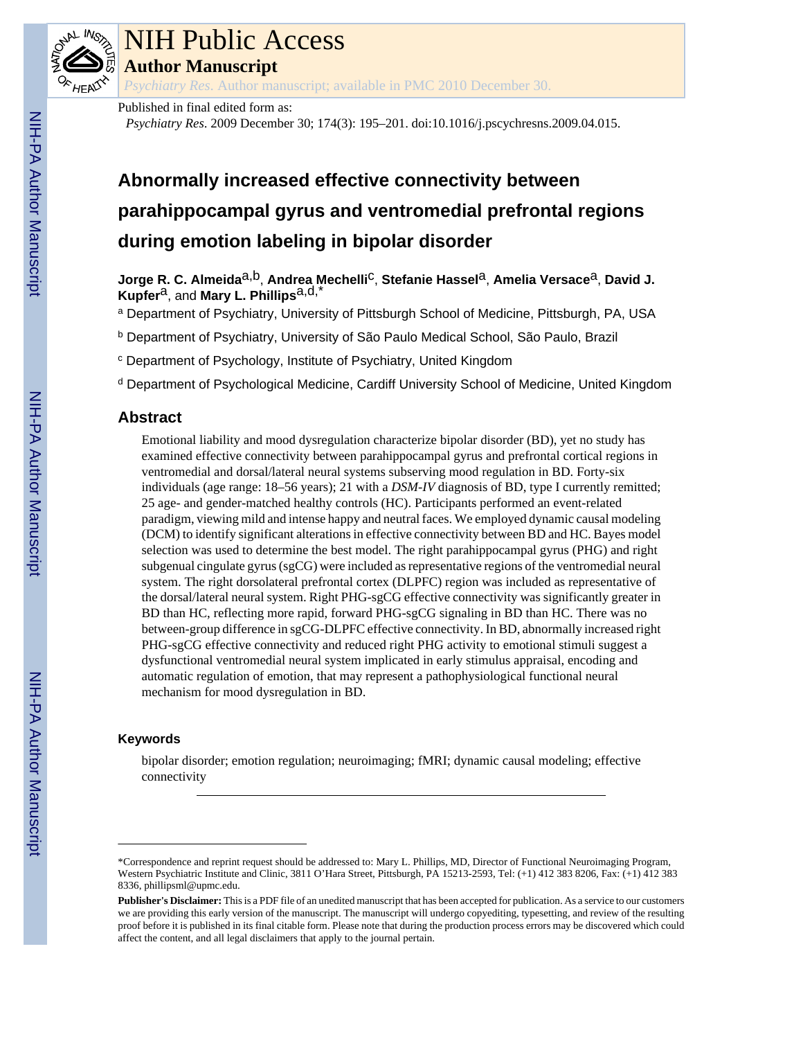# NIH Public Access

## Author Manuscript

*Psychiatry Res*. Author manuscript; available in PMC 2010 December 30.

Published in final edited form as:

*Psychiatry Res*. 2009 December 30; 174(3): 195–201. doi:10.1016/j.pscychresns.2009.04.015.

# Abnormally increased effective connectivity between parahippocampal gyrus and ventromedial prefrontal regions during emotion labeling in bipolar disorder

**Jorge R. C. Almeida**[a,b], **Andrea Mechelli**[c], **Stefanie Hassel**[a], **Amelia Versace**[a], **David J. Kupfer**[a], and **Mary L. Phillips**[a,d,*]

[a] Department of Psychiatry, University of Pittsburgh School of Medicine, Pittsburgh, PA, USA

[b] Department of Psychiatry, University of São Paulo Medical School, São Paulo, Brazil

[c] Department of Psychology, Institute of Psychiatry, United Kingdom

[d] Department of Psychological Medicine, Cardiff University School of Medicine, United Kingdom

## Abstract

Emotional liability and mood dysregulation characterize bipolar disorder (BD), yet no study has examined effective connectivity between parahippocampal gyrus and prefrontal cortical regions in ventromedial and dorsal/lateral neural systems subserving mood regulation in BD. Forty-six individuals (age range: 18–56 years); 21 with a *DSM-IV* diagnosis of BD, type I currently remitted; 25 age- and gender-matched healthy controls (HC). Participants performed an event-related paradigm, viewing mild and intense happy and neutral faces. We employed dynamic causal modeling (DCM) to identify significant alterations in effective connectivity between BD and HC. Bayes model selection was used to determine the best model. The right parahippocampal gyrus (PHG) and right subgenual cingulate gyrus (sgCG) were included as representative regions of the ventromedial neural system. The right dorsolateral prefrontal cortex (DLPFC) region was included as representative of the dorsal/lateral neural system. Right PHG-sgCG effective connectivity was significantly greater in BD than HC, reflecting more rapid, forward PHG-sgCG signaling in BD than HC. There was no between-group difference in sgCG-DLPFC effective connectivity. In BD, abnormally increased right PHG-sgCG effective connectivity and reduced right PHG activity to emotional stimuli suggest a dysfunctional ventromedial neural system implicated in early stimulus appraisal, encoding and automatic regulation of emotion, that may represent a pathophysiological functional neural mechanism for mood dysregulation in BD.

### Keywords

bipolar disorder; emotion regulation; neuroimaging; fMRI; dynamic causal modeling; effective connectivity

---

*Correspondence and reprint request should be addressed to: Mary L. Phillips, MD, Director of Functional Neuroimaging Program, Western Psychiatric Institute and Clinic, 3811 O'Hara Street, Pittsburgh, PA 15213-2593, Tel: (+1) 412 383 8206, Fax: (+1) 412 383 8336, phillipsml@upmc.edu.

**Publisher's Disclaimer:** This is a PDF file of an unedited manuscript that has been accepted for publication. As a service to our customers we are providing this early version of the manuscript. The manuscript will undergo copyediting, typesetting, and review of the resulting proof before it is published in its final citable form. Please note that during the production process errors may be discovered which could affect the content, and all legal disclaimers that apply to the journal pertain.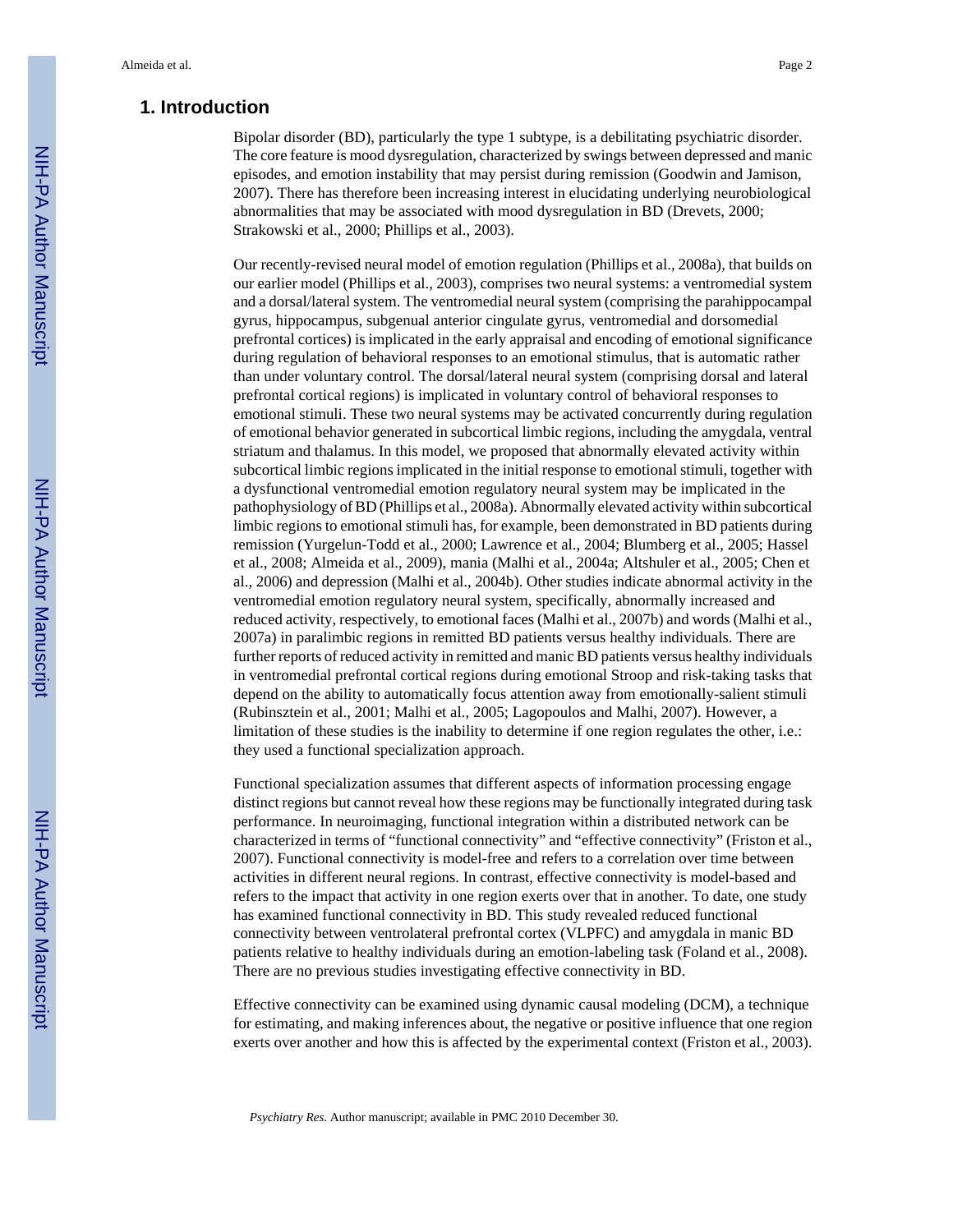## 1. Introduction

Bipolar disorder (BD), particularly the type 1 subtype, is a debilitating psychiatric disorder. The core feature is mood dysregulation, characterized by swings between depressed and manic episodes, and emotion instability that may persist during remission (Goodwin and Jamison, 2007). There has therefore been increasing interest in elucidating underlying neurobiological abnormalities that may be associated with mood dysregulation in BD (Drevets, 2000; Strakowski et al., 2000; Phillips et al., 2003).

Our recently-revised neural model of emotion regulation (Phillips et al., 2008a), that builds on our earlier model (Phillips et al., 2003), comprises two neural systems: a ventromedial system and a dorsal/lateral system. The ventromedial neural system (comprising the parahippocampal gyrus, hippocampus, subgenual anterior cingulate gyrus, ventromedial and dorsomedial prefrontal cortices) is implicated in the early appraisal and encoding of emotional significance during regulation of behavioral responses to an emotional stimulus, that is automatic rather than under voluntary control. The dorsal/lateral neural system (comprising dorsal and lateral prefrontal cortical regions) is implicated in voluntary control of behavioral responses to emotional stimuli. These two neural systems may be activated concurrently during regulation of emotional behavior generated in subcortical limbic regions, including the amygdala, ventral striatum and thalamus. In this model, we proposed that abnormally elevated activity within subcortical limbic regions implicated in the initial response to emotional stimuli, together with a dysfunctional ventromedial emotion regulatory neural system may be implicated in the pathophysiology of BD (Phillips et al., 2008a). Abnormally elevated activity within subcortical limbic regions to emotional stimuli has, for example, been demonstrated in BD patients during remission (Yurgelun-Todd et al., 2000; Lawrence et al., 2004; Blumberg et al., 2005; Hassel et al., 2008; Almeida et al., 2009), mania (Malhi et al., 2004a; Altshuler et al., 2005; Chen et al., 2006) and depression (Malhi et al., 2004b). Other studies indicate abnormal activity in the ventromedial emotion regulatory neural system, specifically, abnormally increased and reduced activity, respectively, to emotional faces (Malhi et al., 2007b) and words (Malhi et al., 2007a) in paralimbic regions in remitted BD patients versus healthy individuals. There are further reports of reduced activity in remitted and manic BD patients versus healthy individuals in ventromedial prefrontal cortical regions during emotional Stroop and risk-taking tasks that depend on the ability to automatically focus attention away from emotionally-salient stimuli (Rubinsztein et al., 2001; Malhi et al., 2005; Lagopoulos and Malhi, 2007). However, a limitation of these studies is the inability to determine if one region regulates the other, i.e.: they used a functional specialization approach.

Functional specialization assumes that different aspects of information processing engage distinct regions but cannot reveal how these regions may be functionally integrated during task performance. In neuroimaging, functional integration within a distributed network can be characterized in terms of "functional connectivity" and "effective connectivity" (Friston et al., 2007). Functional connectivity is model-free and refers to a correlation over time between activities in different neural regions. In contrast, effective connectivity is model-based and refers to the impact that activity in one region exerts over that in another. To date, one study has examined functional connectivity in BD. This study revealed reduced functional connectivity between ventrolateral prefrontal cortex (VLPFC) and amygdala in manic BD patients relative to healthy individuals during an emotion-labeling task (Foland et al., 2008). There are no previous studies investigating effective connectivity in BD.

Effective connectivity can be examined using dynamic causal modeling (DCM), a technique for estimating, and making inferences about, the negative or positive influence that one region exerts over another and how this is affected by the experimental context (Friston et al., 2003).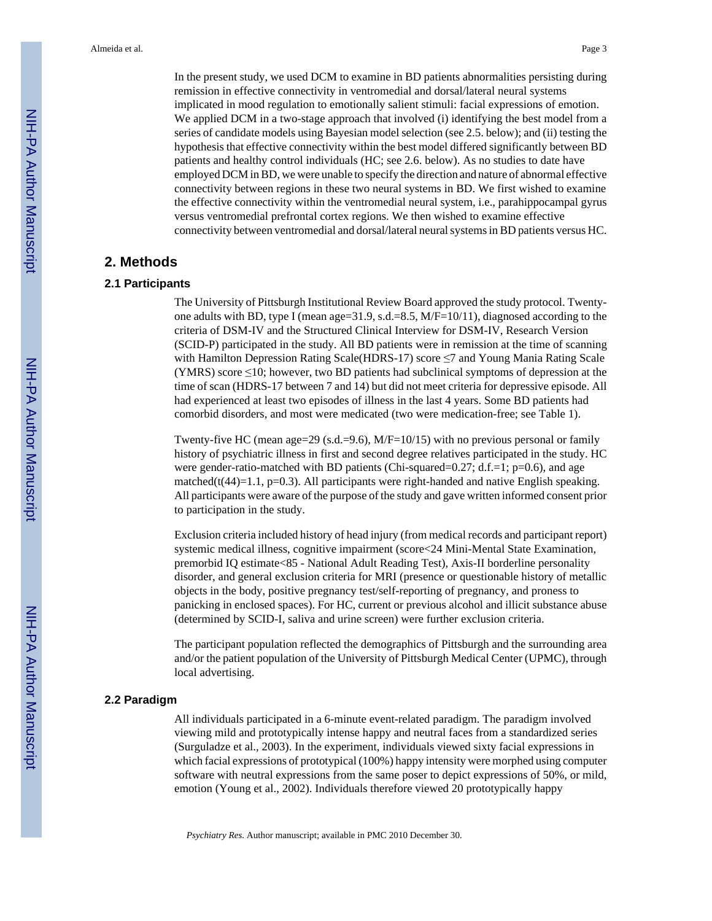In the present study, we used DCM to examine in BD patients abnormalities persisting during remission in effective connectivity in ventromedial and dorsal/lateral neural systems implicated in mood regulation to emotionally salient stimuli: facial expressions of emotion. We applied DCM in a two-stage approach that involved (i) identifying the best model from a series of candidate models using Bayesian model selection (see 2.5. below); and (ii) testing the hypothesis that effective connectivity within the best model differed significantly between BD patients and healthy control individuals (HC; see 2.6. below). As no studies to date have employed DCM in BD, we were unable to specify the direction and nature of abnormal effective connectivity between regions in these two neural systems in BD. We first wished to examine the effective connectivity within the ventromedial neural system, i.e., parahippocampal gyrus versus ventromedial prefrontal cortex regions. We then wished to examine effective connectivity between ventromedial and dorsal/lateral neural systems in BD patients versus HC.

## 2. Methods

### 2.1 Participants

The University of Pittsburgh Institutional Review Board approved the study protocol. Twenty-one adults with BD, type I (mean age=31.9, s.d.=8.5, M/F=10/11), diagnosed according to the criteria of DSM-IV and the Structured Clinical Interview for DSM-IV, Research Version (SCID-P) participated in the study. All BD patients were in remission at the time of scanning with Hamilton Depression Rating Scale(HDRS-17) score $\leq 7$ and Young Mania Rating Scale (YMRS) score $\leq 10$; however, two BD patients had subclinical symptoms of depression at the time of scan (HDRS-17 between 7 and 14) but did not meet criteria for depressive episode. All had experienced at least two episodes of illness in the last 4 years. Some BD patients had comorbid disorders, and most were medicated (two were medication-free; see Table 1).

Twenty-five HC (mean age=29 (s.d.=9.6), M/F=10/15) with no previous personal or family history of psychiatric illness in first and second degree relatives participated in the study. HC were gender-ratio-matched with BD patients (Chi-squared=0.27; d.f.=1; p=0.6), and age matched($t(44)=1.1$, p=0.3). All participants were right-handed and native English speaking. All participants were aware of the purpose of the study and gave written informed consent prior to participation in the study.

Exclusion criteria included history of head injury (from medical records and participant report) systemic medical illness, cognitive impairment (score<24 Mini-Mental State Examination, premorbid IQ estimate<85 - National Adult Reading Test), Axis-II borderline personality disorder, and general exclusion criteria for MRI (presence or questionable history of metallic objects in the body, positive pregnancy test/self-reporting of pregnancy, and proness to panicking in enclosed spaces). For HC, current or previous alcohol and illicit substance abuse (determined by SCID-I, saliva and urine screen) were further exclusion criteria.

The participant population reflected the demographics of Pittsburgh and the surrounding area and/or the patient population of the University of Pittsburgh Medical Center (UPMC), through local advertising.

### 2.2 Paradigm

All individuals participated in a 6-minute event-related paradigm. The paradigm involved viewing mild and prototypically intense happy and neutral faces from a standardized series (Surguladze et al., 2003). In the experiment, individuals viewed sixty facial expressions in which facial expressions of prototypical (100%) happy intensity were morphed using computer software with neutral expressions from the same poser to depict expressions of 50%, or mild, emotion (Young et al., 2002). Individuals therefore viewed 20 prototypically happy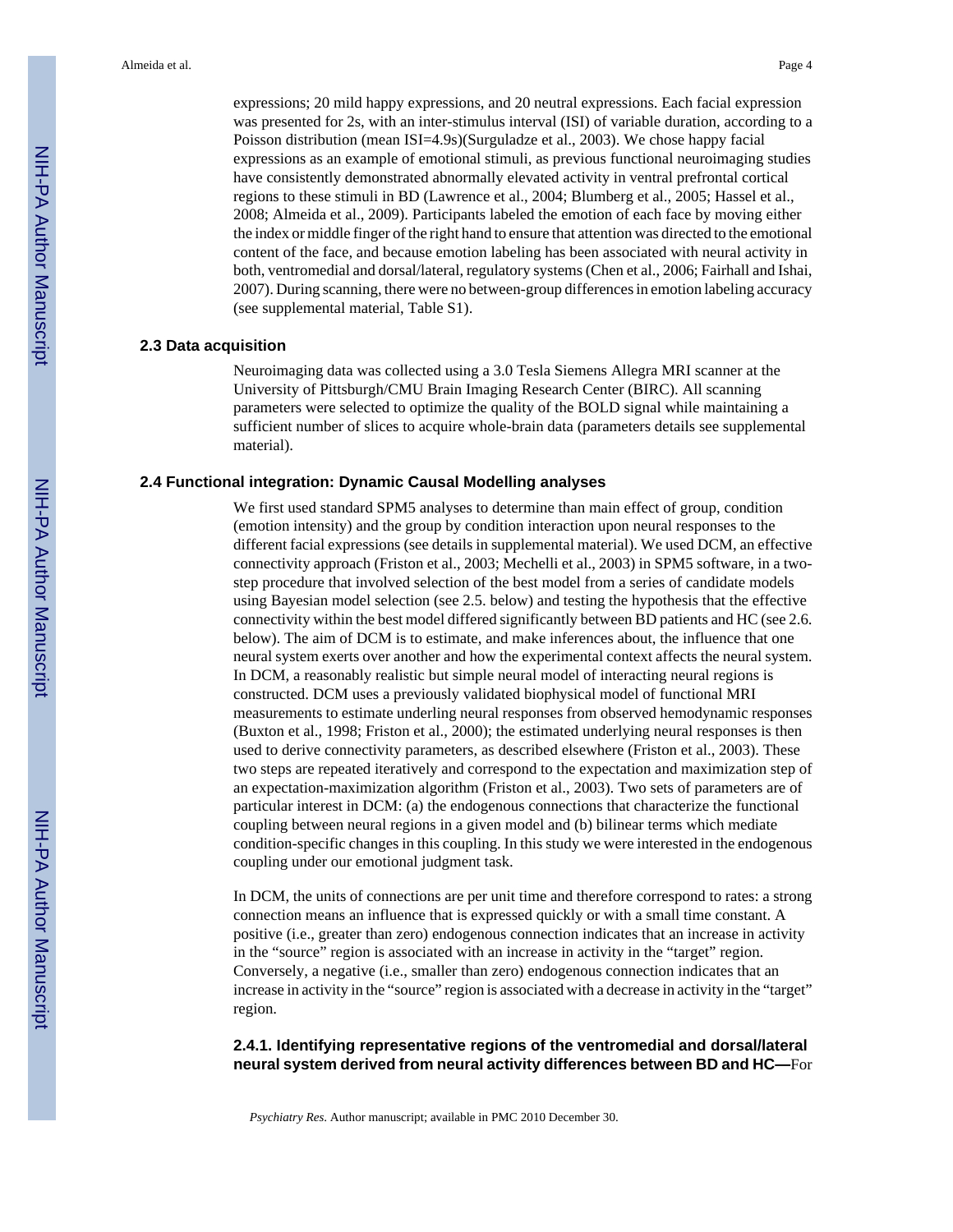expressions; 20 mild happy expressions, and 20 neutral expressions. Each facial expression was presented for 2s, with an inter-stimulus interval (ISI) of variable duration, according to a Poisson distribution (mean ISI=4.9s)(Surguladze et al., 2003). We chose happy facial expressions as an example of emotional stimuli, as previous functional neuroimaging studies have consistently demonstrated abnormally elevated activity in ventral prefrontal cortical regions to these stimuli in BD (Lawrence et al., 2004; Blumberg et al., 2005; Hassel et al., 2008; Almeida et al., 2009). Participants labeled the emotion of each face by moving either the index or middle finger of the right hand to ensure that attention was directed to the emotional content of the face, and because emotion labeling has been associated with neural activity in both, ventromedial and dorsal/lateral, regulatory systems (Chen et al., 2006; Fairhall and Ishai, 2007). During scanning, there were no between-group differences in emotion labeling accuracy (see supplemental material, Table S1).

### 2.3 Data acquisition

Neuroimaging data was collected using a 3.0 Tesla Siemens Allegra MRI scanner at the University of Pittsburgh/CMU Brain Imaging Research Center (BIRC). All scanning parameters were selected to optimize the quality of the BOLD signal while maintaining a sufficient number of slices to acquire whole-brain data (parameters details see supplemental material).

### 2.4 Functional integration: Dynamic Causal Modelling analyses

We first used standard SPM5 analyses to determine than main effect of group, condition (emotion intensity) and the group by condition interaction upon neural responses to the different facial expressions (see details in supplemental material). We used DCM, an effective connectivity approach (Friston et al., 2003; Mechelli et al., 2003) in SPM5 software, in a two-step procedure that involved selection of the best model from a series of candidate models using Bayesian model selection (see 2.5. below) and testing the hypothesis that the effective connectivity within the best model differed significantly between BD patients and HC (see 2.6. below). The aim of DCM is to estimate, and make inferences about, the influence that one neural system exerts over another and how the experimental context affects the neural system. In DCM, a reasonably realistic but simple neural model of interacting neural regions is constructed. DCM uses a previously validated biophysical model of functional MRI measurements to estimate underling neural responses from observed hemodynamic responses (Buxton et al., 1998; Friston et al., 2000); the estimated underlying neural responses is then used to derive connectivity parameters, as described elsewhere (Friston et al., 2003). These two steps are repeated iteratively and correspond to the expectation and maximization step of an expectation-maximization algorithm (Friston et al., 2003). Two sets of parameters are of particular interest in DCM: (a) the endogenous connections that characterize the functional coupling between neural regions in a given model and (b) bilinear terms which mediate condition-specific changes in this coupling. In this study we were interested in the endogenous coupling under our emotional judgment task.

In DCM, the units of connections are per unit time and therefore correspond to rates: a strong connection means an influence that is expressed quickly or with a small time constant. A positive (i.e., greater than zero) endogenous connection indicates that an increase in activity in the "source" region is associated with an increase in activity in the "target" region. Conversely, a negative (i.e., smaller than zero) endogenous connection indicates that an increase in activity in the "source" region is associated with a decrease in activity in the "target" region.

#### 2.4.1. Identifying representative regions of the ventromedial and dorsal/lateral neural system derived from neural activity differences between BD and HC—For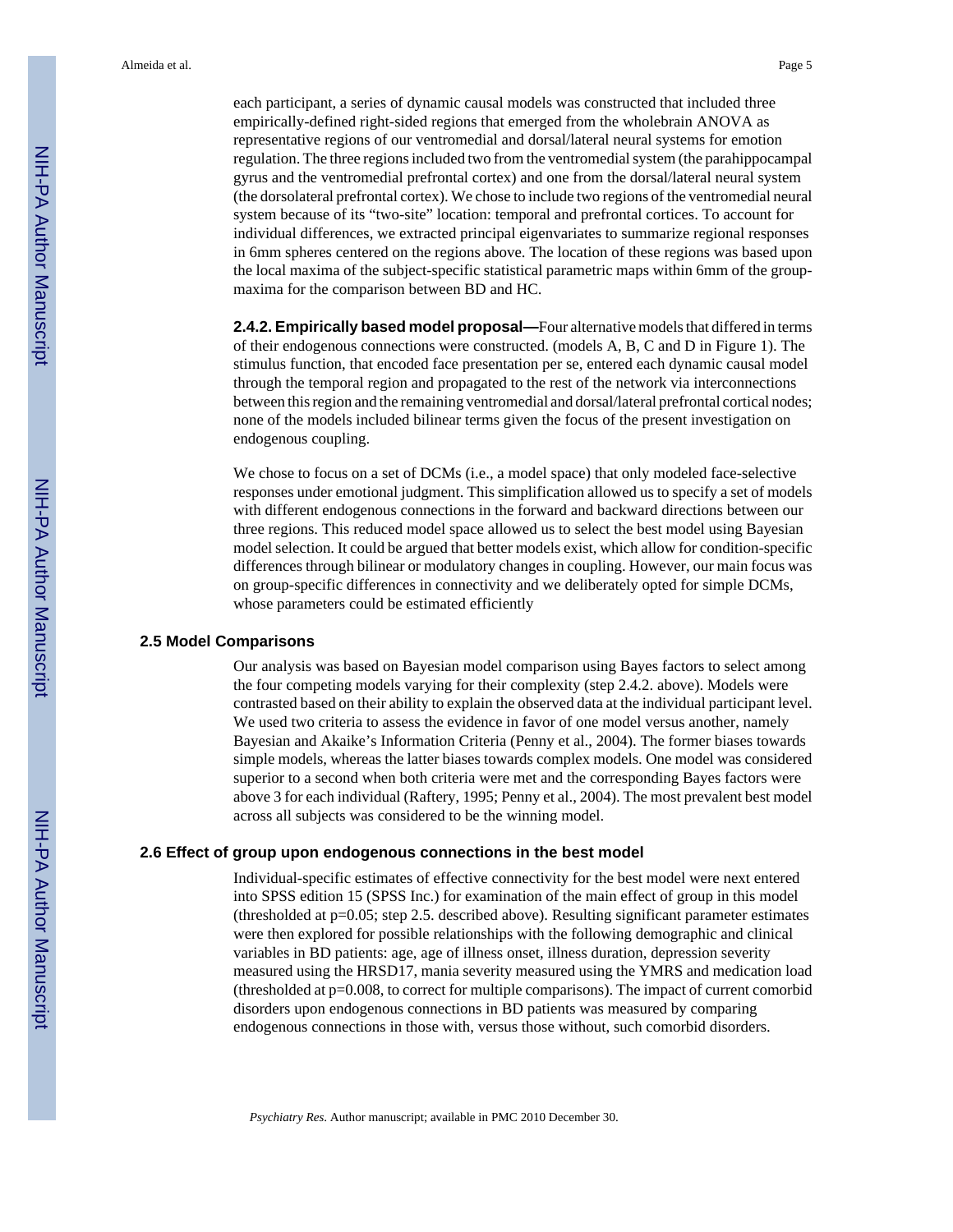each participant, a series of dynamic causal models was constructed that included three empirically-defined right-sided regions that emerged from the wholebrain ANOVA as representative regions of our ventromedial and dorsal/lateral neural systems for emotion regulation. The three regions included two from the ventromedial system (the parahippocampal gyrus and the ventromedial prefrontal cortex) and one from the dorsal/lateral neural system (the dorsolateral prefrontal cortex). We chose to include two regions of the ventromedial neural system because of its "two-site" location: temporal and prefrontal cortices. To account for individual differences, we extracted principal eigenvariates to summarize regional responses in 6mm spheres centered on the regions above. The location of these regions was based upon the local maxima of the subject-specific statistical parametric maps within 6mm of the group-maxima for the comparison between BD and HC.

**2.4.2. Empirically based model proposal—**Four alternative models that differed in terms of their endogenous connections were constructed. (models A, B, C and D in Figure 1). The stimulus function, that encoded face presentation per se, entered each dynamic causal model through the temporal region and propagated to the rest of the network via interconnections between this region and the remaining ventromedial and dorsal/lateral prefrontal cortical nodes; none of the models included bilinear terms given the focus of the present investigation on endogenous coupling.

We chose to focus on a set of DCMs (i.e., a model space) that only modeled face-selective responses under emotional judgment. This simplification allowed us to specify a set of models with different endogenous connections in the forward and backward directions between our three regions. This reduced model space allowed us to select the best model using Bayesian model selection. It could be argued that better models exist, which allow for condition-specific differences through bilinear or modulatory changes in coupling. However, our main focus was on group-specific differences in connectivity and we deliberately opted for simple DCMs, whose parameters could be estimated efficiently

### 2.5 Model Comparisons

Our analysis was based on Bayesian model comparison using Bayes factors to select among the four competing models varying for their complexity (step 2.4.2. above). Models were contrasted based on their ability to explain the observed data at the individual participant level. We used two criteria to assess the evidence in favor of one model versus another, namely Bayesian and Akaike's Information Criteria (Penny et al., 2004). The former biases towards simple models, whereas the latter biases towards complex models. One model was considered superior to a second when both criteria were met and the corresponding Bayes factors were above 3 for each individual (Raftery, 1995; Penny et al., 2004). The most prevalent best model across all subjects was considered to be the winning model.

### 2.6 Effect of group upon endogenous connections in the best model

Individual-specific estimates of effective connectivity for the best model were next entered into SPSS edition 15 (SPSS Inc.) for examination of the main effect of group in this model (thresholded at p=0.05; step 2.5. described above). Resulting significant parameter estimates were then explored for possible relationships with the following demographic and clinical variables in BD patients: age, age of illness onset, illness duration, depression severity measured using the HRSD17, mania severity measured using the YMRS and medication load (thresholded at p=0.008, to correct for multiple comparisons). The impact of current comorbid disorders upon endogenous connections in BD patients was measured by comparing endogenous connections in those with, versus those without, such comorbid disorders.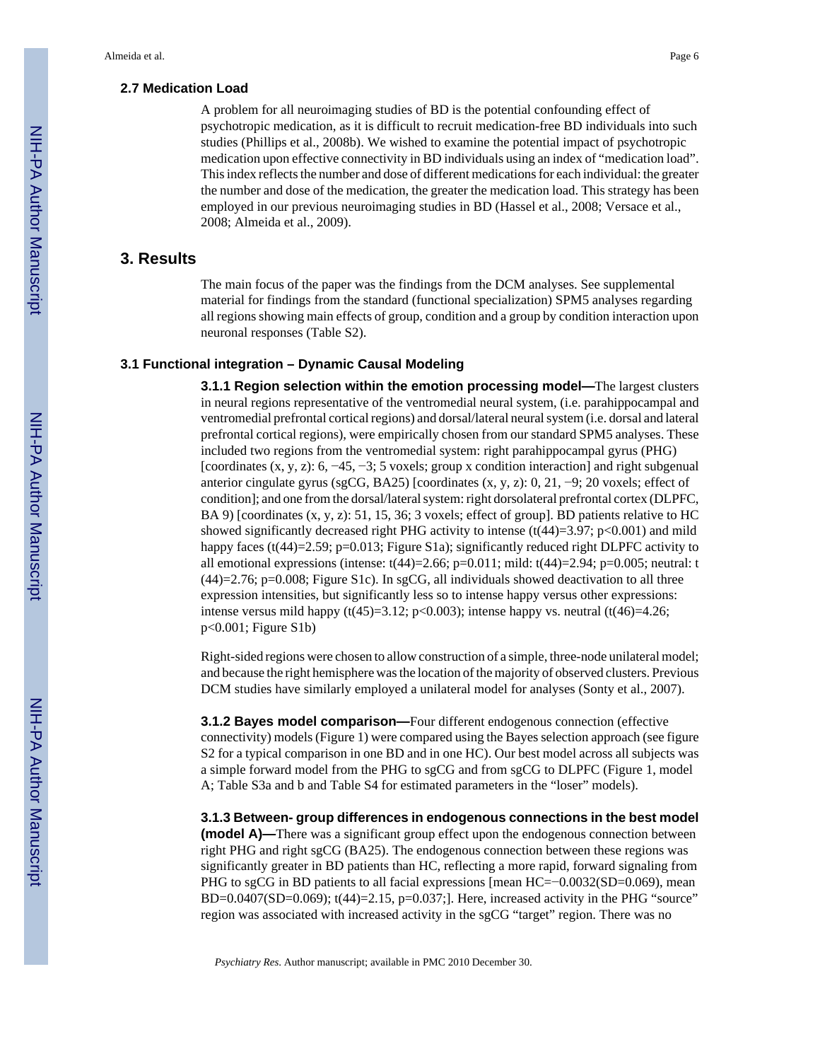### 2.7 Medication Load

A problem for all neuroimaging studies of BD is the potential confounding effect of psychotropic medication, as it is difficult to recruit medication-free BD individuals into such studies (Phillips et al., 2008b). We wished to examine the potential impact of psychotropic medication upon effective connectivity in BD individuals using an index of "medication load". This index reflects the number and dose of different medications for each individual: the greater the number and dose of the medication, the greater the medication load. This strategy has been employed in our previous neuroimaging studies in BD (Hassel et al., 2008; Versace et al., 2008; Almeida et al., 2009).

## 3. Results

The main focus of the paper was the findings from the DCM analyses. See supplemental material for findings from the standard (functional specialization) SPM5 analyses regarding all regions showing main effects of group, condition and a group by condition interaction upon neuronal responses (Table S2).

### 3.1 Functional integration – Dynamic Causal Modeling

**3.1.1 Region selection within the emotion processing model—**The largest clusters in neural regions representative of the ventromedial neural system, (i.e. parahippocampal and ventromedial prefrontal cortical regions) and dorsal/lateral neural system (i.e. dorsal and lateral prefrontal cortical regions), were empirically chosen from our standard SPM5 analyses. These included two regions from the ventromedial system: right parahippocampal gyrus (PHG) [coordinates (x, y, z): 6, −45, −3; 5 voxels; group x condition interaction] and right subgenual anterior cingulate gyrus (sgCG, BA25) [coordinates (x, y, z): 0, 21, −9; 20 voxels; effect of condition]; and one from the dorsal/lateral system: right dorsolateral prefrontal cortex (DLPFC, BA 9) [coordinates (x, y, z): 51, 15, 36; 3 voxels; effect of group]. BD patients relative to HC showed significantly decreased right PHG activity to intense ($t(44)=3.97$; $p<0.001$) and mild happy faces ($t(44)=2.59$; $p=0.013$; Figure S1a); significantly reduced right DLPFC activity to all emotional expressions (intense: $t(44)=2.66$; $p=0.011$; mild: $t(44)=2.94$; $p=0.005$; neutral: $t(44)=2.76$; $p=0.008$; Figure S1c). In sgCG, all individuals showed deactivation to all three expression intensities, but significantly less so to intense happy versus other expressions: intense versus mild happy ($t(45)=3.12$; $p<0.003$); intense happy vs. neutral ($t(46)=4.26$; $p<0.001$; Figure S1b)

Right-sided regions were chosen to allow construction of a simple, three-node unilateral model; and because the right hemisphere was the location of the majority of observed clusters. Previous DCM studies have similarly employed a unilateral model for analyses (Sonty et al., 2007).

**3.1.2 Bayes model comparison—**Four different endogenous connection (effective connectivity) models (Figure 1) were compared using the Bayes selection approach (see figure S2 for a typical comparison in one BD and in one HC). Our best model across all subjects was a simple forward model from the PHG to sgCG and from sgCG to DLPFC (Figure 1, model A; Table S3a and b and Table S4 for estimated parameters in the "loser" models).

**3.1.3 Between- group differences in endogenous connections in the best model (model A)—**There was a significant group effect upon the endogenous connection between right PHG and right sgCG (BA25). The endogenous connection between these regions was significantly greater in BD patients than HC, reflecting a more rapid, forward signaling from PHG to sgCG in BD patients to all facial expressions [mean HC=−0.0032(SD=0.069), mean BD=0.0407(SD=0.069); $t(44)=2.15$, $p=0.037$;]. Here, increased activity in the PHG "source" region was associated with increased activity in the sgCG "target" region. There was no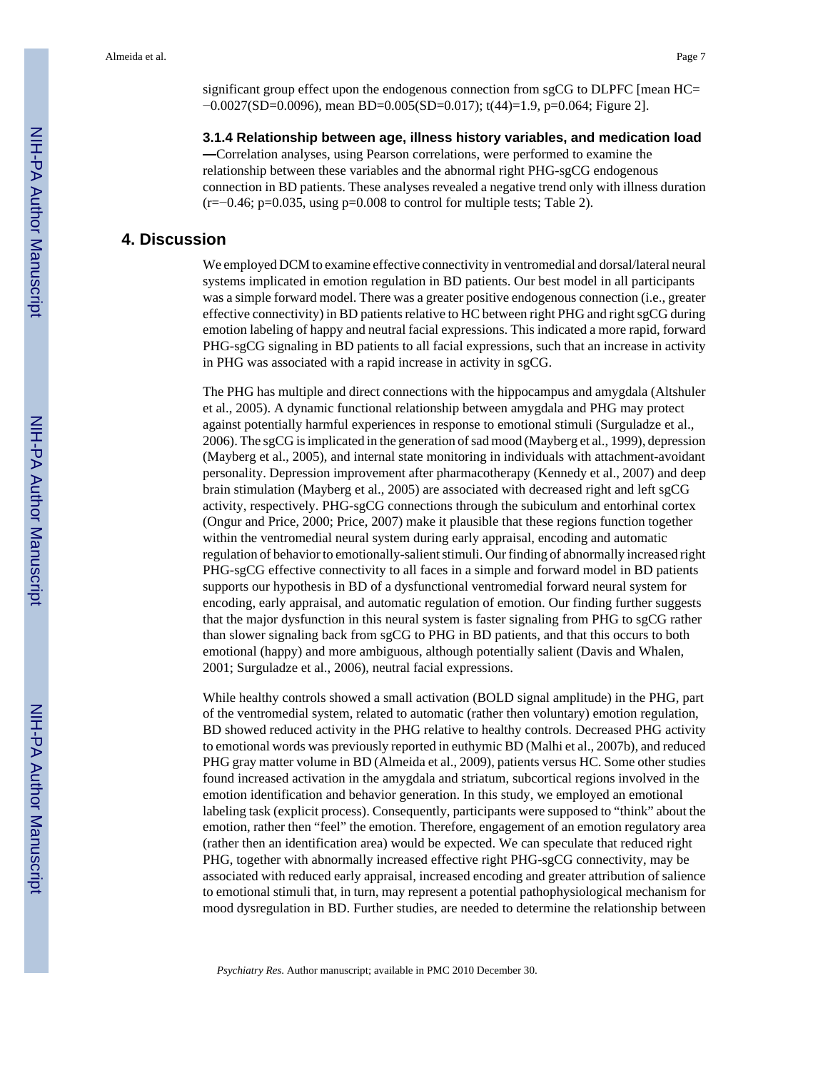significant group effect upon the endogenous connection from sgCG to DLPFC [mean HC= −0.0027(SD=0.0096), mean BD=0.005(SD=0.017); $t(44)=1.9$, $p=0.064$; Figure 2].

#### 3.1.4 Relationship between age, illness history variables, and medication load

**—**Correlation analyses, using Pearson correlations, were performed to examine the relationship between these variables and the abnormal right PHG-sgCG endogenous connection in BD patients. These analyses revealed a negative trend only with illness duration ($r=-0.46$; $p=0.035$, using $p=0.008$ to control for multiple tests; Table 2).

## 4. Discussion

We employed DCM to examine effective connectivity in ventromedial and dorsal/lateral neural systems implicated in emotion regulation in BD patients. Our best model in all participants was a simple forward model. There was a greater positive endogenous connection (i.e., greater effective connectivity) in BD patients relative to HC between right PHG and right sgCG during emotion labeling of happy and neutral facial expressions. This indicated a more rapid, forward PHG-sgCG signaling in BD patients to all facial expressions, such that an increase in activity in PHG was associated with a rapid increase in activity in sgCG.

The PHG has multiple and direct connections with the hippocampus and amygdala (Altshuler et al., 2005). A dynamic functional relationship between amygdala and PHG may protect against potentially harmful experiences in response to emotional stimuli (Surguladze et al., 2006). The sgCG is implicated in the generation of sad mood (Mayberg et al., 1999), depression (Mayberg et al., 2005), and internal state monitoring in individuals with attachment-avoidant personality. Depression improvement after pharmacotherapy (Kennedy et al., 2007) and deep brain stimulation (Mayberg et al., 2005) are associated with decreased right and left sgCG activity, respectively. PHG-sgCG connections through the subiculum and entorhinal cortex (Ongur and Price, 2000; Price, 2007) make it plausible that these regions function together within the ventromedial neural system during early appraisal, encoding and automatic regulation of behavior to emotionally-salient stimuli. Our finding of abnormally increased right PHG-sgCG effective connectivity to all faces in a simple and forward model in BD patients supports our hypothesis in BD of a dysfunctional ventromedial forward neural system for encoding, early appraisal, and automatic regulation of emotion. Our finding further suggests that the major dysfunction in this neural system is faster signaling from PHG to sgCG rather than slower signaling back from sgCG to PHG in BD patients, and that this occurs to both emotional (happy) and more ambiguous, although potentially salient (Davis and Whalen, 2001; Surguladze et al., 2006), neutral facial expressions.

While healthy controls showed a small activation (BOLD signal amplitude) in the PHG, part of the ventromedial system, related to automatic (rather then voluntary) emotion regulation, BD showed reduced activity in the PHG relative to healthy controls. Decreased PHG activity to emotional words was previously reported in euthymic BD (Malhi et al., 2007b), and reduced PHG gray matter volume in BD (Almeida et al., 2009), patients versus HC. Some other studies found increased activation in the amygdala and striatum, subcortical regions involved in the emotion identification and behavior generation. In this study, we employed an emotional labeling task (explicit process). Consequently, participants were supposed to "think" about the emotion, rather then "feel" the emotion. Therefore, engagement of an emotion regulatory area (rather then an identification area) would be expected. We can speculate that reduced right PHG, together with abnormally increased effective right PHG-sgCG connectivity, may be associated with reduced early appraisal, increased encoding and greater attribution of salience to emotional stimuli that, in turn, may represent a potential pathophysiological mechanism for mood dysregulation in BD. Further studies, are needed to determine the relationship between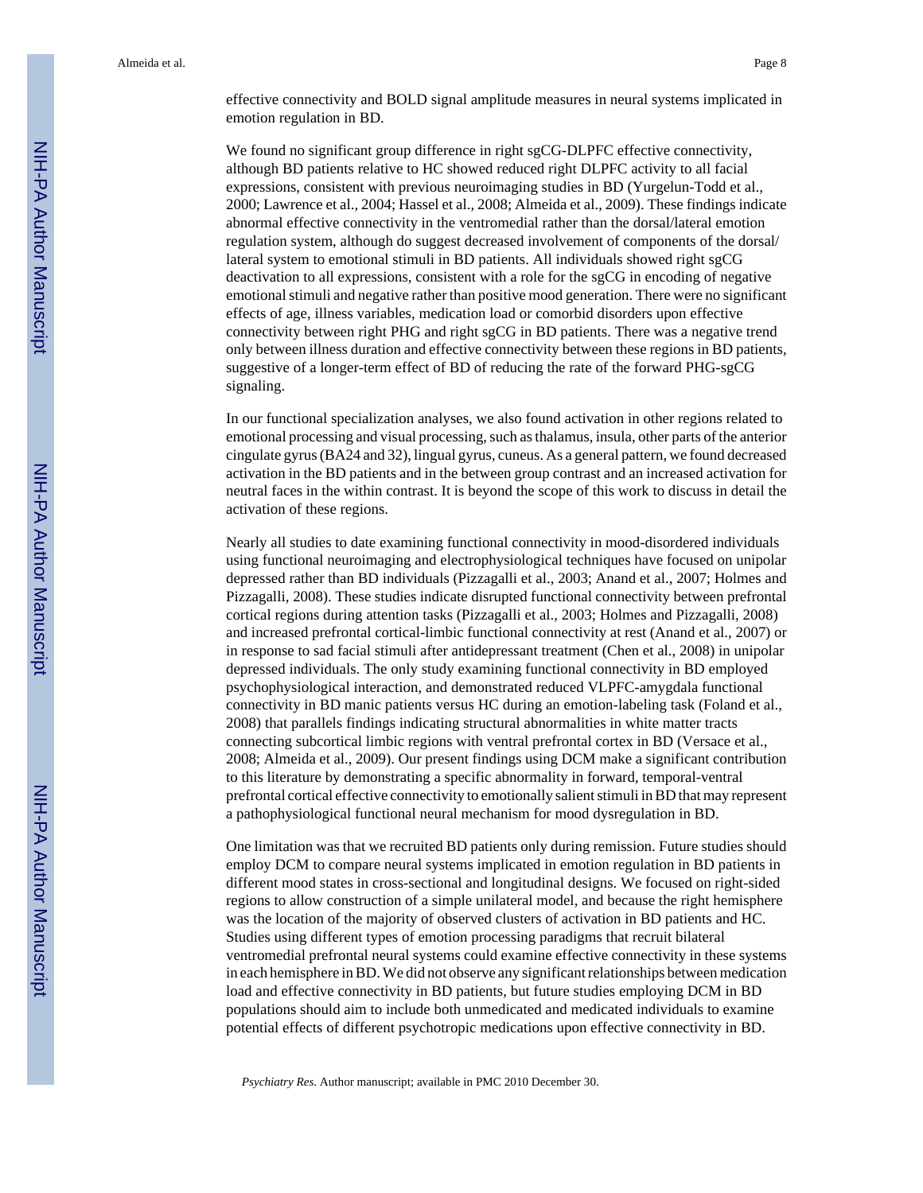effective connectivity and BOLD signal amplitude measures in neural systems implicated in emotion regulation in BD.

We found no significant group difference in right sgCG-DLPFC effective connectivity, although BD patients relative to HC showed reduced right DLPFC activity to all facial expressions, consistent with previous neuroimaging studies in BD (Yurgelun-Todd et al., 2000; Lawrence et al., 2004; Hassel et al., 2008; Almeida et al., 2009). These findings indicate abnormal effective connectivity in the ventromedial rather than the dorsal/lateral emotion regulation system, although do suggest decreased involvement of components of the dorsal/ lateral system to emotional stimuli in BD patients. All individuals showed right sgCG deactivation to all expressions, consistent with a role for the sgCG in encoding of negative emotional stimuli and negative rather than positive mood generation. There were no significant effects of age, illness variables, medication load or comorbid disorders upon effective connectivity between right PHG and right sgCG in BD patients. There was a negative trend only between illness duration and effective connectivity between these regions in BD patients, suggestive of a longer-term effect of BD of reducing the rate of the forward PHG-sgCG signaling.

In our functional specialization analyses, we also found activation in other regions related to emotional processing and visual processing, such as thalamus, insula, other parts of the anterior cingulate gyrus (BA24 and 32), lingual gyrus, cuneus. As a general pattern, we found decreased activation in the BD patients and in the between group contrast and an increased activation for neutral faces in the within contrast. It is beyond the scope of this work to discuss in detail the activation of these regions.

Nearly all studies to date examining functional connectivity in mood-disordered individuals using functional neuroimaging and electrophysiological techniques have focused on unipolar depressed rather than BD individuals (Pizzagalli et al., 2003; Anand et al., 2007; Holmes and Pizzagalli, 2008). These studies indicate disrupted functional connectivity between prefrontal cortical regions during attention tasks (Pizzagalli et al., 2003; Holmes and Pizzagalli, 2008) and increased prefrontal cortical-limbic functional connectivity at rest (Anand et al., 2007) or in response to sad facial stimuli after antidepressant treatment (Chen et al., 2008) in unipolar depressed individuals. The only study examining functional connectivity in BD employed psychophysiological interaction, and demonstrated reduced VLPFC-amygdala functional connectivity in BD manic patients versus HC during an emotion-labeling task (Foland et al., 2008) that parallels findings indicating structural abnormalities in white matter tracts connecting subcortical limbic regions with ventral prefrontal cortex in BD (Versace et al., 2008; Almeida et al., 2009). Our present findings using DCM make a significant contribution to this literature by demonstrating a specific abnormality in forward, temporal-ventral prefrontal cortical effective connectivity to emotionally salient stimuli in BD that may represent a pathophysiological functional neural mechanism for mood dysregulation in BD.

One limitation was that we recruited BD patients only during remission. Future studies should employ DCM to compare neural systems implicated in emotion regulation in BD patients in different mood states in cross-sectional and longitudinal designs. We focused on right-sided regions to allow construction of a simple unilateral model, and because the right hemisphere was the location of the majority of observed clusters of activation in BD patients and HC. Studies using different types of emotion processing paradigms that recruit bilateral ventromedial prefrontal neural systems could examine effective connectivity in these systems in each hemisphere in BD. We did not observe any significant relationships between medication load and effective connectivity in BD patients, but future studies employing DCM in BD populations should aim to include both unmedicated and medicated individuals to examine potential effects of different psychotropic medications upon effective connectivity in BD.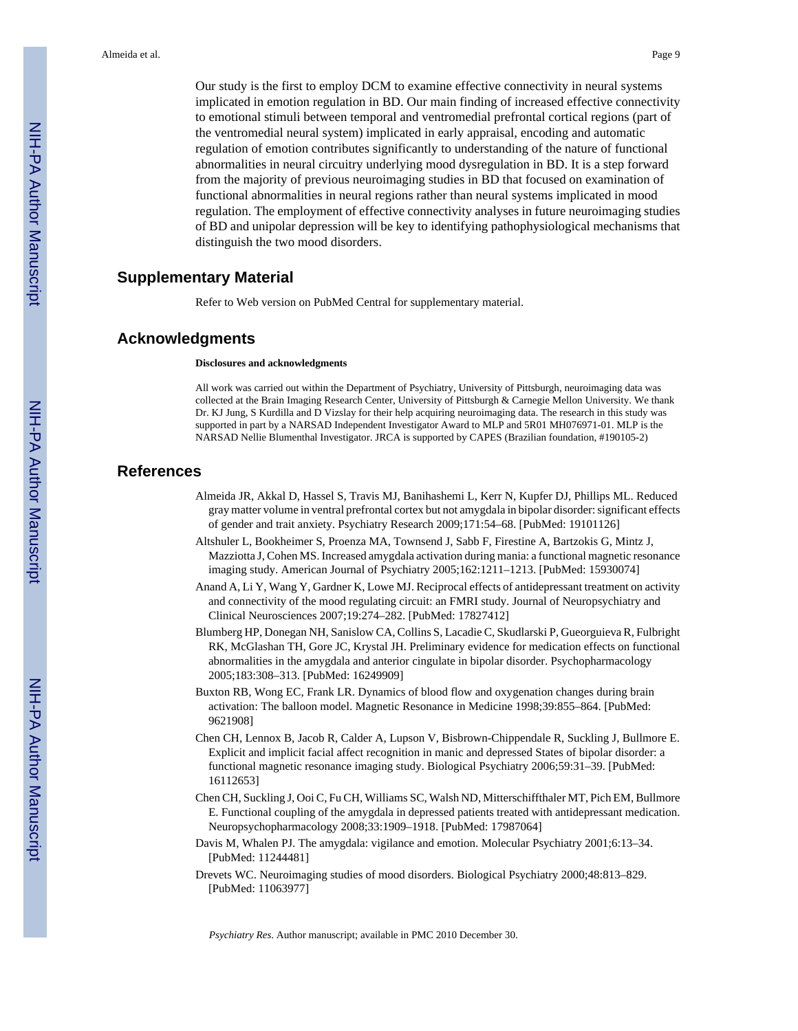Our study is the first to employ DCM to examine effective connectivity in neural systems implicated in emotion regulation in BD. Our main finding of increased effective connectivity to emotional stimuli between temporal and ventromedial prefrontal cortical regions (part of the ventromedial neural system) implicated in early appraisal, encoding and automatic regulation of emotion contributes significantly to understanding of the nature of functional abnormalities in neural circuitry underlying mood dysregulation in BD. It is a step forward from the majority of previous neuroimaging studies in BD that focused on examination of functional abnormalities in neural regions rather than neural systems implicated in mood regulation. The employment of effective connectivity analyses in future neuroimaging studies of BD and unipolar depression will be key to identifying pathophysiological mechanisms that distinguish the two mood disorders.

## Supplementary Material

Refer to Web version on PubMed Central for supplementary material.

## Acknowledgments

**Disclosures and acknowledgments**

All work was carried out within the Department of Psychiatry, University of Pittsburgh, neuroimaging data was collected at the Brain Imaging Research Center, University of Pittsburgh & Carnegie Mellon University. We thank Dr. KJ Jung, S Kurdilla and D Vizslay for their help acquiring neuroimaging data. The research in this study was supported in part by a NARSAD Independent Investigator Award to MLP and 5R01 MH076971-01. MLP is the NARSAD Nellie Blumenthal Investigator. JRCA is supported by CAPES (Brazilian foundation, #190105-2)

## References

Almeida JR, Akkal D, Hassel S, Travis MJ, Banihashemi L, Kerr N, Kupfer DJ, Phillips ML. Reduced gray matter volume in ventral prefrontal cortex but not amygdala in bipolar disorder: significant effects of gender and trait anxiety. Psychiatry Research 2009;171:54–68. [PubMed: 19101126]

Altshuler L, Bookheimer S, Proenza MA, Townsend J, Sabb F, Firestine A, Bartzokis G, Mintz J, Mazziotta J, Cohen MS. Increased amygdala activation during mania: a functional magnetic resonance imaging study. American Journal of Psychiatry 2005;162:1211–1213. [PubMed: 15930074]

Anand A, Li Y, Wang Y, Gardner K, Lowe MJ. Reciprocal effects of antidepressant treatment on activity and connectivity of the mood regulating circuit: an FMRI study. Journal of Neuropsychiatry and Clinical Neurosciences 2007;19:274–282. [PubMed: 17827412]

Blumberg HP, Donegan NH, Sanislow CA, Collins S, Lacadie C, Skudlarski P, Gueorguieva R, Fulbright RK, McGlashan TH, Gore JC, Krystal JH. Preliminary evidence for medication effects on functional abnormalities in the amygdala and anterior cingulate in bipolar disorder. Psychopharmacology 2005;183:308–313. [PubMed: 16249909]

Buxton RB, Wong EC, Frank LR. Dynamics of blood flow and oxygenation changes during brain activation: The balloon model. Magnetic Resonance in Medicine 1998;39:855–864. [PubMed: 9621908]

Chen CH, Lennox B, Jacob R, Calder A, Lupson V, Bisbrown-Chippendale R, Suckling J, Bullmore E. Explicit and implicit facial affect recognition in manic and depressed States of bipolar disorder: a functional magnetic resonance imaging study. Biological Psychiatry 2006;59:31–39. [PubMed: 16112653]

Chen CH, Suckling J, Ooi C, Fu CH, Williams SC, Walsh ND, Mitterschiffthaler MT, Pich EM, Bullmore E. Functional coupling of the amygdala in depressed patients treated with antidepressant medication. Neuropsychopharmacology 2008;33:1909–1918. [PubMed: 17987064]

Davis M, Whalen PJ. The amygdala: vigilance and emotion. Molecular Psychiatry 2001;6:13–34. [PubMed: 11244481]

Drevets WC. Neuroimaging studies of mood disorders. Biological Psychiatry 2000;48:813–829. [PubMed: 11063977]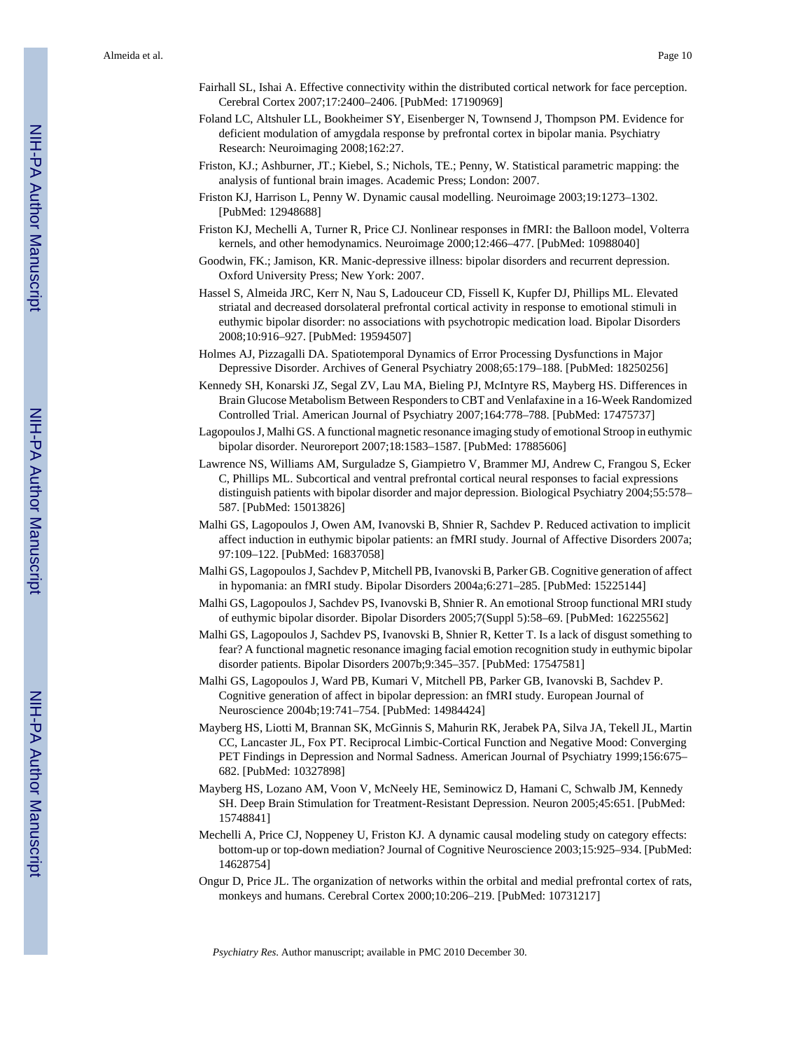Fairhall SL, Ishai A. Effective connectivity within the distributed cortical network for face perception. Cerebral Cortex 2007;17:2400–2406. [PubMed: 17190969]

Foland LC, Altshuler LL, Bookheimer SY, Eisenberger N, Townsend J, Thompson PM. Evidence for deficient modulation of amygdala response by prefrontal cortex in bipolar mania. Psychiatry Research: Neuroimaging 2008;162:27.

Friston, KJ.; Ashburner, JT.; Kiebel, S.; Nichols, TE.; Penny, W. Statistical parametric mapping: the analysis of funtional brain images. Academic Press; London: 2007.

Friston KJ, Harrison L, Penny W. Dynamic causal modelling. Neuroimage 2003;19:1273–1302. [PubMed: 12948688]

Friston KJ, Mechelli A, Turner R, Price CJ. Nonlinear responses in fMRI: the Balloon model, Volterra kernels, and other hemodynamics. Neuroimage 2000;12:466–477. [PubMed: 10988040]

Goodwin, FK.; Jamison, KR. Manic-depressive illness: bipolar disorders and recurrent depression. Oxford University Press; New York: 2007.

Hassel S, Almeida JRC, Kerr N, Nau S, Ladouceur CD, Fissell K, Kupfer DJ, Phillips ML. Elevated striatal and decreased dorsolateral prefrontal cortical activity in response to emotional stimuli in euthymic bipolar disorder: no associations with psychotropic medication load. Bipolar Disorders 2008;10:916–927. [PubMed: 19594507]

Holmes AJ, Pizzagalli DA. Spatiotemporal Dynamics of Error Processing Dysfunctions in Major Depressive Disorder. Archives of General Psychiatry 2008;65:179–188. [PubMed: 18250256]

Kennedy SH, Konarski JZ, Segal ZV, Lau MA, Bieling PJ, McIntyre RS, Mayberg HS. Differences in Brain Glucose Metabolism Between Responders to CBT and Venlafaxine in a 16-Week Randomized Controlled Trial. American Journal of Psychiatry 2007;164:778–788. [PubMed: 17475737]

Lagopoulos J, Malhi GS. A functional magnetic resonance imaging study of emotional Stroop in euthymic bipolar disorder. Neuroreport 2007;18:1583–1587. [PubMed: 17885606]

Lawrence NS, Williams AM, Surguladze S, Giampietro V, Brammer MJ, Andrew C, Frangou S, Ecker C, Phillips ML. Subcortical and ventral prefrontal cortical neural responses to facial expressions distinguish patients with bipolar disorder and major depression. Biological Psychiatry 2004;55:578–587. [PubMed: 15013826]

Malhi GS, Lagopoulos J, Owen AM, Ivanovski B, Shnier R, Sachdev P. Reduced activation to implicit affect induction in euthymic bipolar patients: an fMRI study. Journal of Affective Disorders 2007a; 97:109–122. [PubMed: 16837058]

Malhi GS, Lagopoulos J, Sachdev P, Mitchell PB, Ivanovski B, Parker GB. Cognitive generation of affect in hypomania: an fMRI study. Bipolar Disorders 2004a;6:271–285. [PubMed: 15225144]

Malhi GS, Lagopoulos J, Sachdev PS, Ivanovski B, Shnier R. An emotional Stroop functional MRI study of euthymic bipolar disorder. Bipolar Disorders 2005;7(Suppl 5):58–69. [PubMed: 16225562]

Malhi GS, Lagopoulos J, Sachdev PS, Ivanovski B, Shnier R, Ketter T. Is a lack of disgust something to fear? A functional magnetic resonance imaging facial emotion recognition study in euthymic bipolar disorder patients. Bipolar Disorders 2007b;9:345–357. [PubMed: 17547581]

Malhi GS, Lagopoulos J, Ward PB, Kumari V, Mitchell PB, Parker GB, Ivanovski B, Sachdev P. Cognitive generation of affect in bipolar depression: an fMRI study. European Journal of Neuroscience 2004b;19:741–754. [PubMed: 14984424]

Mayberg HS, Liotti M, Brannan SK, McGinnis S, Mahurin RK, Jerabek PA, Silva JA, Tekell JL, Martin CC, Lancaster JL, Fox PT. Reciprocal Limbic-Cortical Function and Negative Mood: Converging PET Findings in Depression and Normal Sadness. American Journal of Psychiatry 1999;156:675–682. [PubMed: 10327898]

Mayberg HS, Lozano AM, Voon V, McNeely HE, Seminowicz D, Hamani C, Schwalb JM, Kennedy SH. Deep Brain Stimulation for Treatment-Resistant Depression. Neuron 2005;45:651. [PubMed: 15748841]

Mechelli A, Price CJ, Noppeney U, Friston KJ. A dynamic causal modeling study on category effects: bottom-up or top-down mediation? Journal of Cognitive Neuroscience 2003;15:925–934. [PubMed: 14628754]

Ongur D, Price JL. The organization of networks within the orbital and medial prefrontal cortex of rats, monkeys and humans. Cerebral Cortex 2000;10:206–219. [PubMed: 10731217]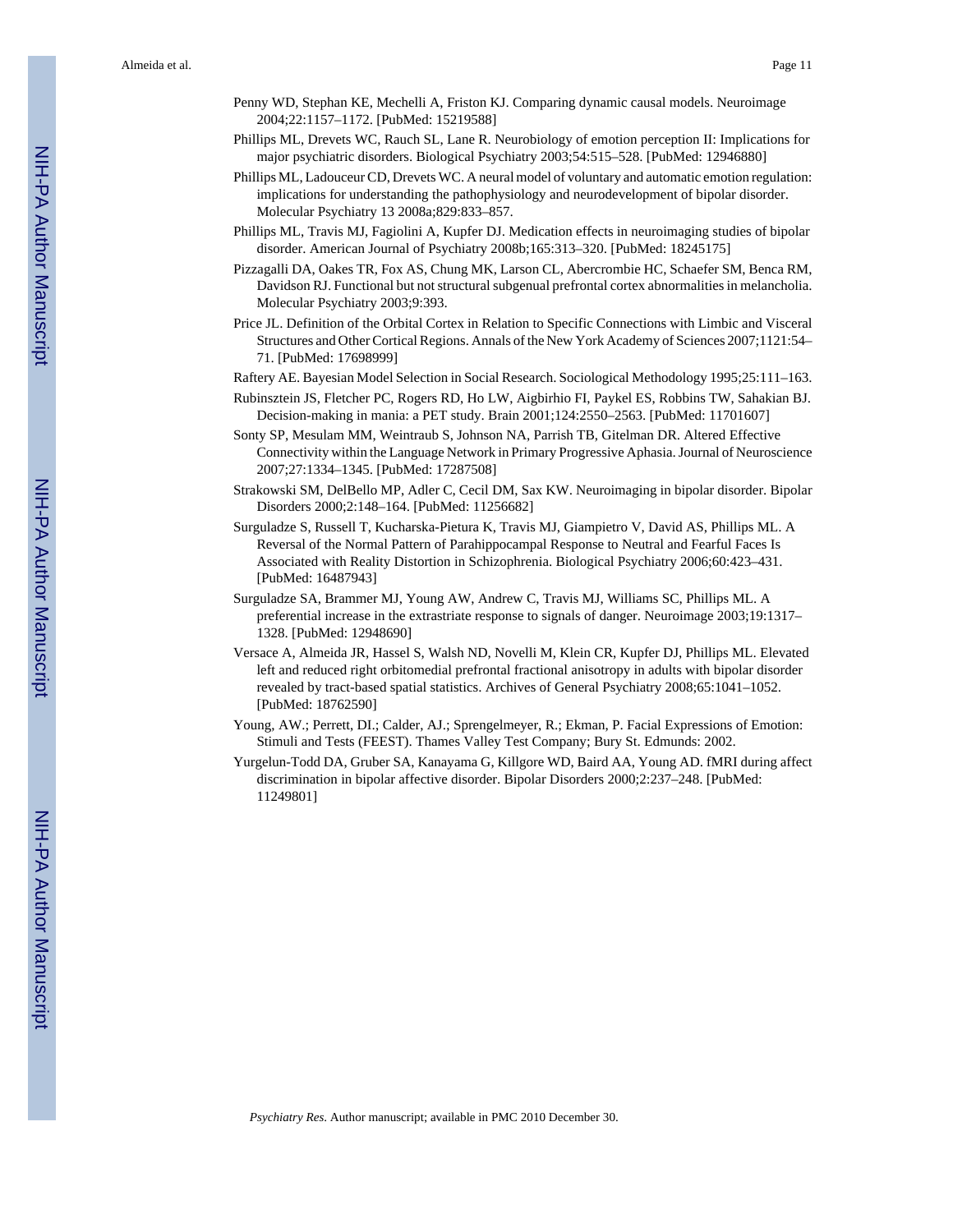Penny WD, Stephan KE, Mechelli A, Friston KJ. Comparing dynamic causal models. Neuroimage 2004;22:1157–1172. [PubMed: 15219588]

Phillips ML, Drevets WC, Rauch SL, Lane R. Neurobiology of emotion perception II: Implications for major psychiatric disorders. Biological Psychiatry 2003;54:515–528. [PubMed: 12946880]

Phillips ML, Ladouceur CD, Drevets WC. A neural model of voluntary and automatic emotion regulation: implications for understanding the pathophysiology and neurodevelopment of bipolar disorder. Molecular Psychiatry 13 2008a;829:833–857.

Phillips ML, Travis MJ, Fagiolini A, Kupfer DJ. Medication effects in neuroimaging studies of bipolar disorder. American Journal of Psychiatry 2008b;165:313–320. [PubMed: 18245175]

Pizzagalli DA, Oakes TR, Fox AS, Chung MK, Larson CL, Abercrombie HC, Schaefer SM, Benca RM, Davidson RJ. Functional but not structural subgenual prefrontal cortex abnormalities in melancholia. Molecular Psychiatry 2003;9:393.

Price JL. Definition of the Orbital Cortex in Relation to Specific Connections with Limbic and Visceral Structures and Other Cortical Regions. Annals of the New York Academy of Sciences 2007;1121:54–71. [PubMed: 17698999]

Raftery AE. Bayesian Model Selection in Social Research. Sociological Methodology 1995;25:111–163.

Rubinsztein JS, Fletcher PC, Rogers RD, Ho LW, Aigbirhio FI, Paykel ES, Robbins TW, Sahakian BJ. Decision-making in mania: a PET study. Brain 2001;124:2550–2563. [PubMed: 11701607]

Sonty SP, Mesulam MM, Weintraub S, Johnson NA, Parrish TB, Gitelman DR. Altered Effective Connectivity within the Language Network in Primary Progressive Aphasia. Journal of Neuroscience 2007;27:1334–1345. [PubMed: 17287508]

Strakowski SM, DelBello MP, Adler C, Cecil DM, Sax KW. Neuroimaging in bipolar disorder. Bipolar Disorders 2000;2:148–164. [PubMed: 11256682]

Surguladze S, Russell T, Kucharska-Pietura K, Travis MJ, Giampietro V, David AS, Phillips ML. A Reversal of the Normal Pattern of Parahippocampal Response to Neutral and Fearful Faces Is Associated with Reality Distortion in Schizophrenia. Biological Psychiatry 2006;60:423–431. [PubMed: 16487943]

Surguladze SA, Brammer MJ, Young AW, Andrew C, Travis MJ, Williams SC, Phillips ML. A preferential increase in the extrastriate response to signals of danger. Neuroimage 2003;19:1317–1328. [PubMed: 12948690]

Versace A, Almeida JR, Hassel S, Walsh ND, Novelli M, Klein CR, Kupfer DJ, Phillips ML. Elevated left and reduced right orbitomedial prefrontal fractional anisotropy in adults with bipolar disorder revealed by tract-based spatial statistics. Archives of General Psychiatry 2008;65:1041–1052. [PubMed: 18762590]

Young, AW.; Perrett, DI.; Calder, AJ.; Sprengelmeyer, R.; Ekman, P. Facial Expressions of Emotion: Stimuli and Tests (FEEST). Thames Valley Test Company; Bury St. Edmunds: 2002.

Yurgelun-Todd DA, Gruber SA, Kanayama G, Killgore WD, Baird AA, Young AD. fMRI during affect discrimination in bipolar affective disorder. Bipolar Disorders 2000;2:237–248. [PubMed: 11249801]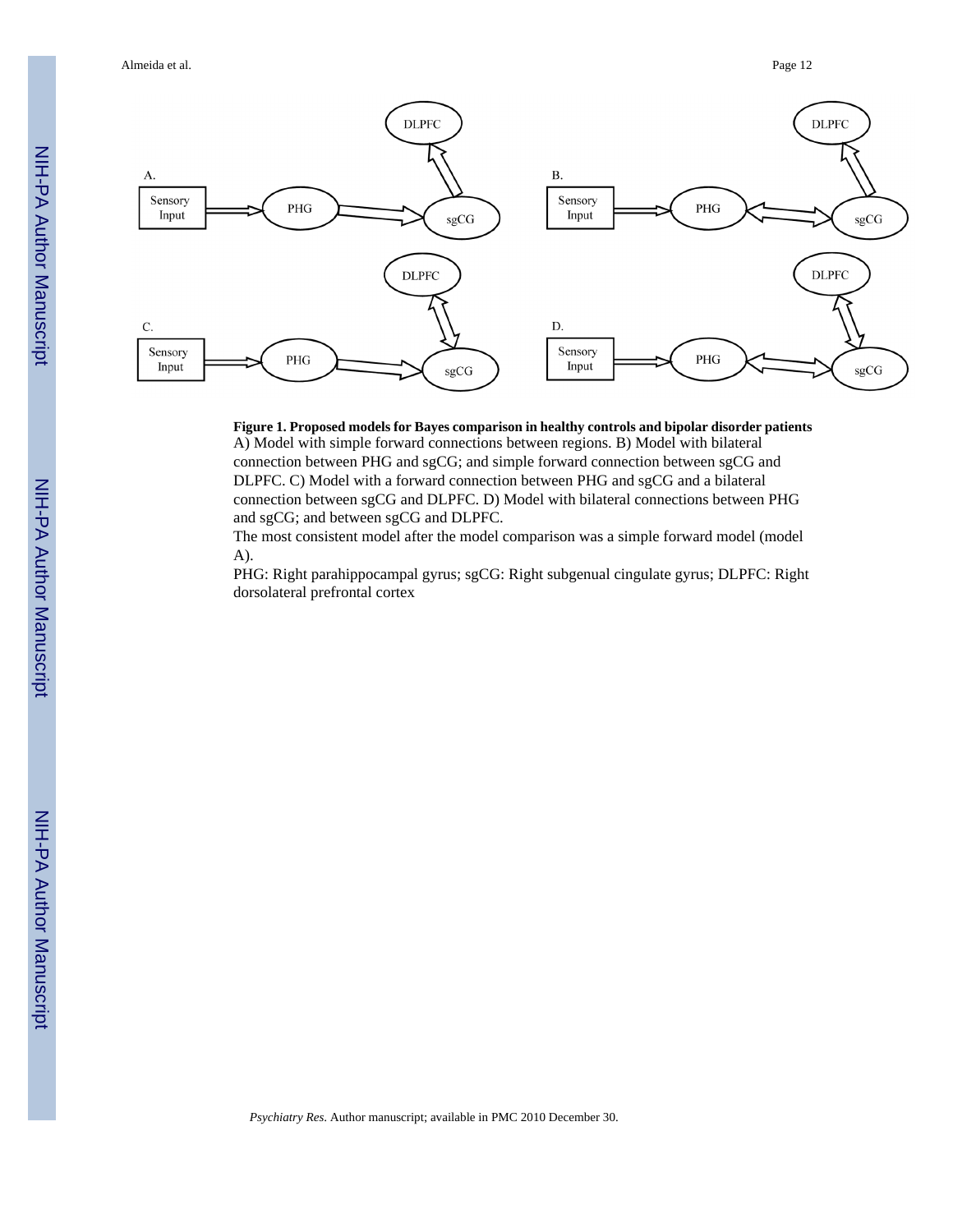**Figure 1. Proposed models for Bayes comparison in healthy controls and bipolar disorder patients**

A) Model with simple forward connections between regions. B) Model with bilateral connection between PHG and sgCG; and simple forward connection between sgCG and DLPFC. C) Model with a forward connection between PHG and sgCG and a bilateral connection between sgCG and DLPFC. D) Model with bilateral connections between PHG and sgCG; and between sgCG and DLPFC.

The most consistent model after the model comparison was a simple forward model (model A).

PHG: Right parahippocampal gyrus; sgCG: Right subgenual cingulate gyrus; DLPFC: Right dorsolateral prefrontal cortex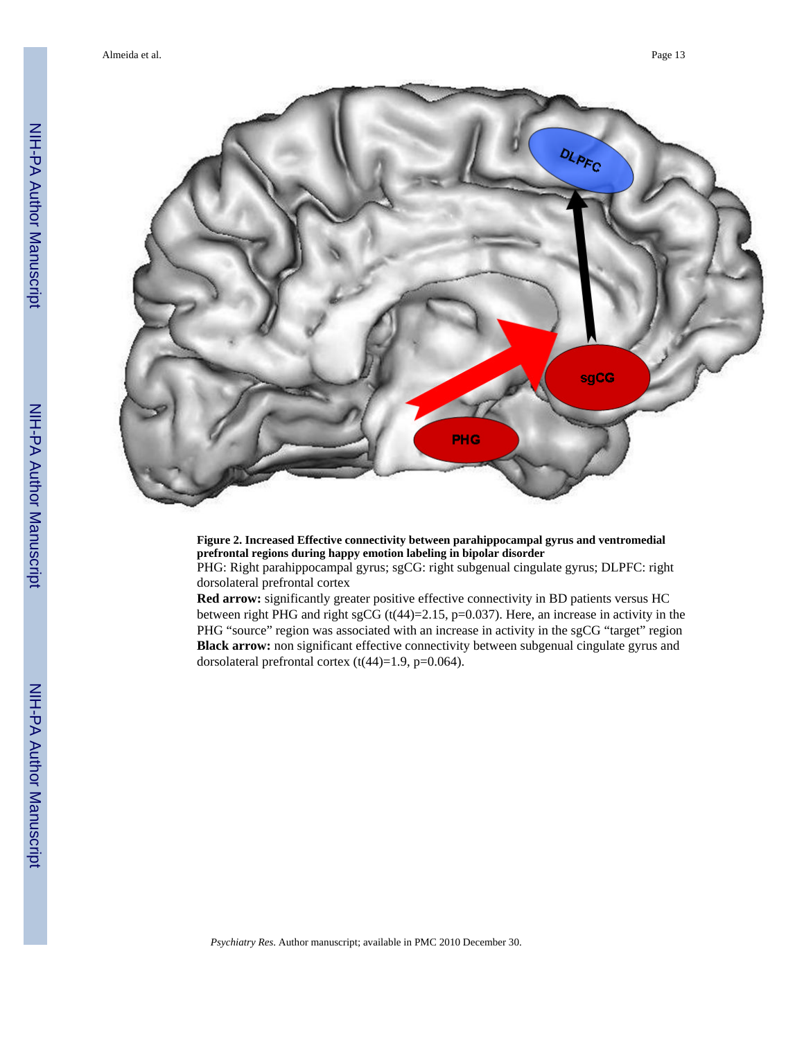**Figure 2. Increased Effective connectivity between parahippocampal gyrus and ventromedial prefrontal regions during happy emotion labeling in bipolar disorder**

PHG: Right parahippocampal gyrus; sgCG: right subgenual cingulate gyrus; DLPFC: right dorsolateral prefrontal cortex

**Red arrow:** significantly greater positive effective connectivity in BD patients versus HC between right PHG and right sgCG ($t(44)=2.15$, $p=0.037$). Here, an increase in activity in the PHG "source" region was associated with an increase in activity in the sgCG "target" region

**Black arrow:** non significant effective connectivity between subgenual cingulate gyrus and dorsolateral prefrontal cortex ($t(44)=1.9$, $p=0.064$).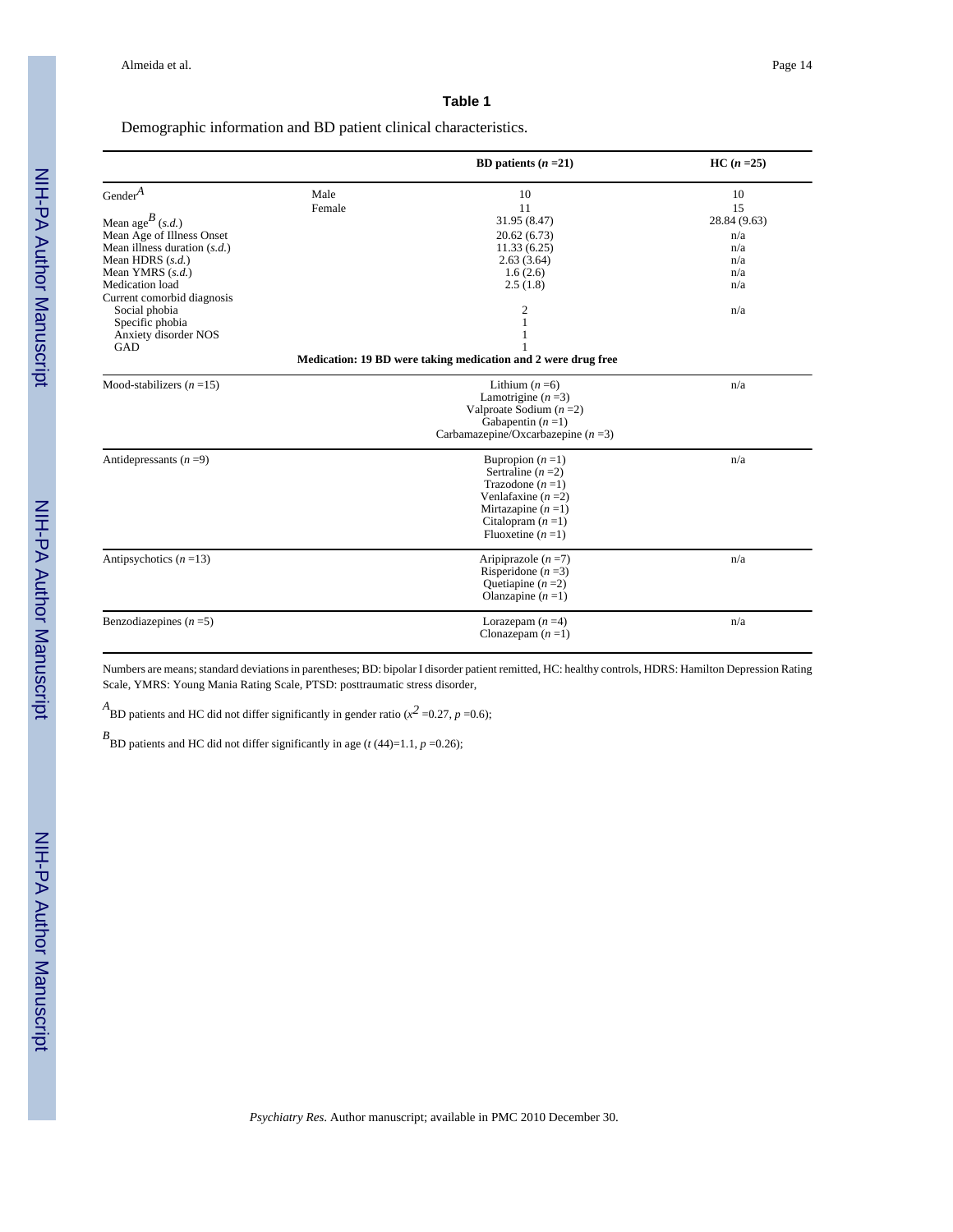### Table 1

Demographic information and BD patient clinical characteristics.

| | | BD patients ($n$ =21) | HC ($n$ =25) |
|---|---|---|---|
| Gender[A] | Male | 10 | 10 |
| | Female | 11 | 15 |
| Mean age[B] (*s.d.*) | | 31.95 (8.47) | 28.84 (9.63) |
| Mean Age of Illness Onset | | 20.62 (6.73) | n/a |
| Mean illness duration (*s.d.*) | | 11.33 (6.25) | n/a |
| Mean HDRS (*s.d.*) | | 2.63 (3.64) | n/a |
| Mean YMRS (*s.d.*) | | 1.6 (2.6) | n/a |
| Medication load | | 2.5 (1.8) | n/a |
| Current comorbid diagnosis | | | |
| Social phobia | | 2 | n/a |
| Specific phobia | | 1 | |
| Anxiety disorder NOS | | 1 | |
| GAD | | 1 | |
| **Medication: 19 BD were taking medication and 2 were drug free** | | | |
| Mood-stabilizers ($n$ =15) | | Lithium ($n$ =6)<br>Lamotrigine ($n$ =3)<br>Valproate Sodium ($n$ =2)<br>Gabapentin ($n$ =1)<br>Carbamazepine/Oxcarbazepine ($n$ =3) | n/a |
| Antidepressants ($n$ =9) | | Bupropion ($n$ =1)<br>Sertraline ($n$ =2)<br>Trazodone ($n$ =1)<br>Venlafaxine ($n$ =2)<br>Mirtazapine ($n$ =1)<br>Citalopram ($n$ =1)<br>Fluoxetine ($n$ =1) | n/a |
| Antipsychotics ($n$ =13) | | Aripiprazole ($n$ =7)<br>Risperidone ($n$ =3)<br>Quetiapine ($n$ =2)<br>Olanzapine ($n$ =1) | n/a |
| Benzodiazepines ($n$ =5) | | Lorazepam ($n$ =4)<br>Clonazepam ($n$ =1) | n/a |

Numbers are means; standard deviations in parentheses; BD: bipolar I disorder patient remitted, HC: healthy controls, HDRS: Hamilton Depression Rating Scale, YMRS: Young Mania Rating Scale, PTSD: posttraumatic stress disorder,

[A]BD patients and HC did not differ significantly in gender ratio ($x^2$ =0.27, $p$ =0.6);

[B]BD patients and HC did not differ significantly in age ($t$ (44)=1.1, $p$ =0.26);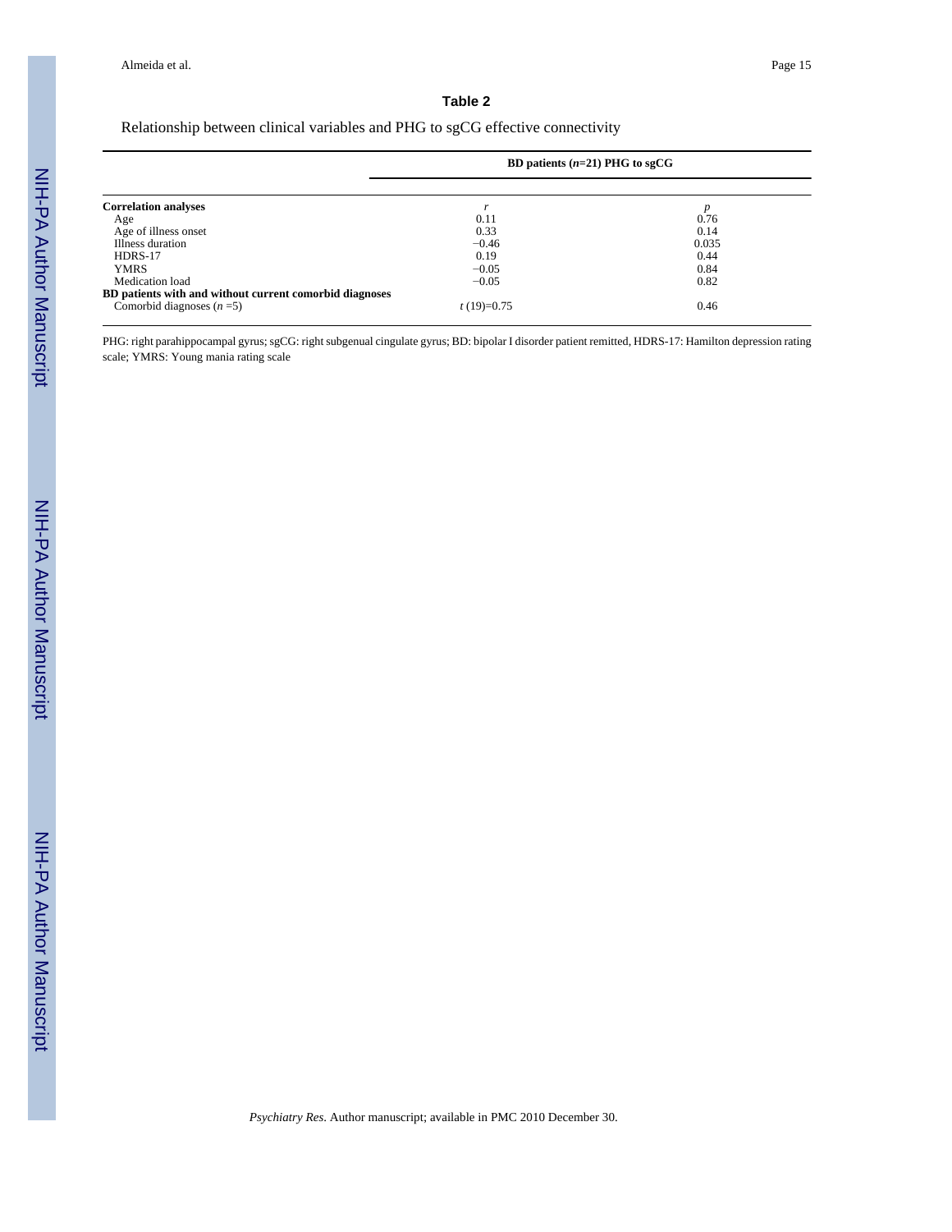**Table 2**

Relationship between clinical variables and PHG to sgCG effective connectivity

| | BD patients ($n$=21) PHG to sgCG | |
|---|---|---|
| **Correlation analyses** | *r* | *p* |
| Age | 0.11 | 0.76 |
| Age of illness onset | 0.33 | 0.14 |
| Illness duration | −0.46 | 0.035 |
| HDRS-17 | 0.19 | 0.44 |
| YMRS | −0.05 | 0.84 |
| Medication load | −0.05 | 0.82 |
| **BD patients with and without current comorbid diagnoses** | | |
| Comorbid diagnoses ($n$ =5) | $t$ (19)=0.75 | 0.46 |

PHG: right parahippocampal gyrus; sgCG: right subgenual cingulate gyrus; BD: bipolar I disorder patient remitted, HDRS-17: Hamilton depression rating scale; YMRS: Young mania rating scale